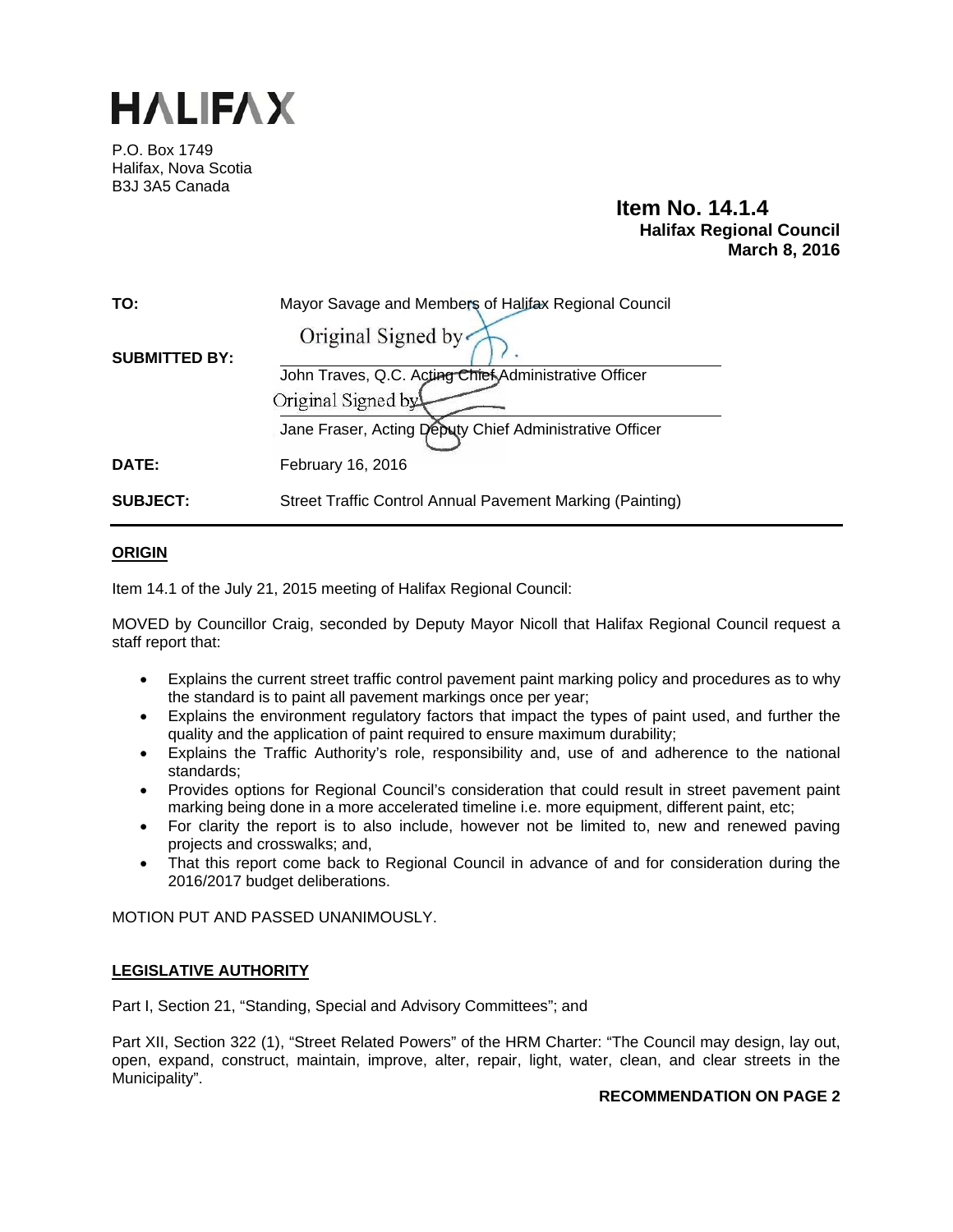# HALIFAX

P.O. Box 1749
Halifax, Nova Scotia
B3J 3A5 Canada

**Item No. 14.1.4**
**Halifax Regional Council**
**March 8, 2016**

| | |
|---|---|
| **TO:** | Mayor Savage and Members of Halifax Regional Council |
| **SUBMITTED BY:** | Original Signed by<br>John Traves, Q.C. Acting Chief Administrative Officer<br>Original Signed by<br>Jane Fraser, Acting Deputy Chief Administrative Officer |
| **DATE:** | February 16, 2016 |
| **SUBJECT:** | Street Traffic Control Annual Pavement Marking (Painting) |

## ORIGIN

Item 14.1 of the July 21, 2015 meeting of Halifax Regional Council:

MOVED by Councillor Craig, seconded by Deputy Mayor Nicoll that Halifax Regional Council request a staff report that:

- Explains the current street traffic control pavement paint marking policy and procedures as to why the standard is to paint all pavement markings once per year;
- Explains the environment regulatory factors that impact the types of paint used, and further the quality and the application of paint required to ensure maximum durability;
- Explains the Traffic Authority's role, responsibility and, use of and adherence to the national standards;
- Provides options for Regional Council's consideration that could result in street pavement paint marking being done in a more accelerated timeline i.e. more equipment, different paint, etc;
- For clarity the report is to also include, however not be limited to, new and renewed paving projects and crosswalks; and,
- That this report come back to Regional Council in advance of and for consideration during the 2016/2017 budget deliberations.

MOTION PUT AND PASSED UNANIMOUSLY.

## LEGISLATIVE AUTHORITY

Part I, Section 21, "Standing, Special and Advisory Committees"; and

Part XII, Section 322 (1), "Street Related Powers" of the HRM Charter: "The Council may design, lay out, open, expand, construct, maintain, improve, alter, repair, light, water, clean, and clear streets in the Municipality".

**RECOMMENDATION ON PAGE 2**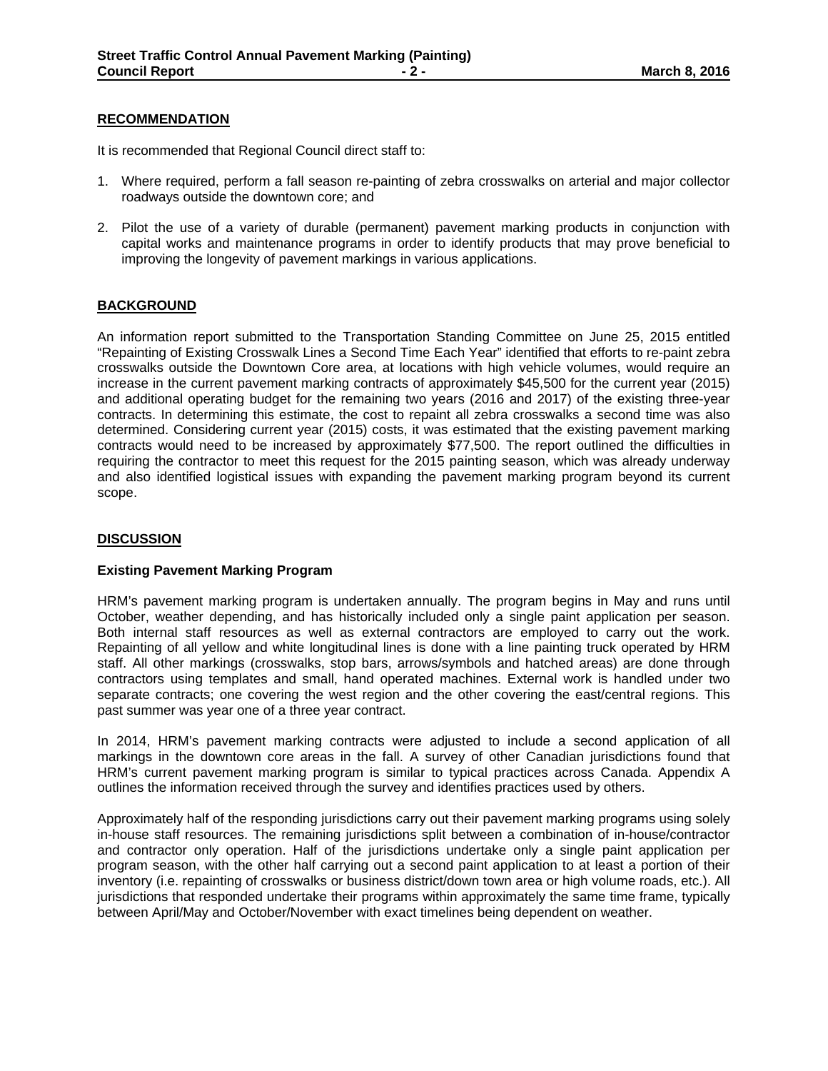## RECOMMENDATION

It is recommended that Regional Council direct staff to:

1. Where required, perform a fall season re-painting of zebra crosswalks on arterial and major collector roadways outside the downtown core; and

2. Pilot the use of a variety of durable (permanent) pavement marking products in conjunction with capital works and maintenance programs in order to identify products that may prove beneficial to improving the longevity of pavement markings in various applications.

## BACKGROUND

An information report submitted to the Transportation Standing Committee on June 25, 2015 entitled "Repainting of Existing Crosswalk Lines a Second Time Each Year" identified that efforts to re-paint zebra crosswalks outside the Downtown Core area, at locations with high vehicle volumes, would require an increase in the current pavement marking contracts of approximately $45,500 for the current year (2015) and additional operating budget for the remaining two years (2016 and 2017) of the existing three-year contracts. In determining this estimate, the cost to repaint all zebra crosswalks a second time was also determined. Considering current year (2015) costs, it was estimated that the existing pavement marking contracts would need to be increased by approximately $77,500. The report outlined the difficulties in requiring the contractor to meet this request for the 2015 painting season, which was already underway and also identified logistical issues with expanding the pavement marking program beyond its current scope.

## DISCUSSION

### Existing Pavement Marking Program

HRM's pavement marking program is undertaken annually. The program begins in May and runs until October, weather depending, and has historically included only a single paint application per season. Both internal staff resources as well as external contractors are employed to carry out the work. Repainting of all yellow and white longitudinal lines is done with a line painting truck operated by HRM staff. All other markings (crosswalks, stop bars, arrows/symbols and hatched areas) are done through contractors using templates and small, hand operated machines. External work is handled under two separate contracts; one covering the west region and the other covering the east/central regions. This past summer was year one of a three year contract.

In 2014, HRM's pavement marking contracts were adjusted to include a second application of all markings in the downtown core areas in the fall. A survey of other Canadian jurisdictions found that HRM's current pavement marking program is similar to typical practices across Canada. Appendix A outlines the information received through the survey and identifies practices used by others.

Approximately half of the responding jurisdictions carry out their pavement marking programs using solely in-house staff resources. The remaining jurisdictions split between a combination of in-house/contractor and contractor only operation. Half of the jurisdictions undertake only a single paint application per program season, with the other half carrying out a second paint application to at least a portion of their inventory (i.e. repainting of crosswalks or business district/down town area or high volume roads, etc.). All jurisdictions that responded undertake their programs within approximately the same time frame, typically between April/May and October/November with exact timelines being dependent on weather.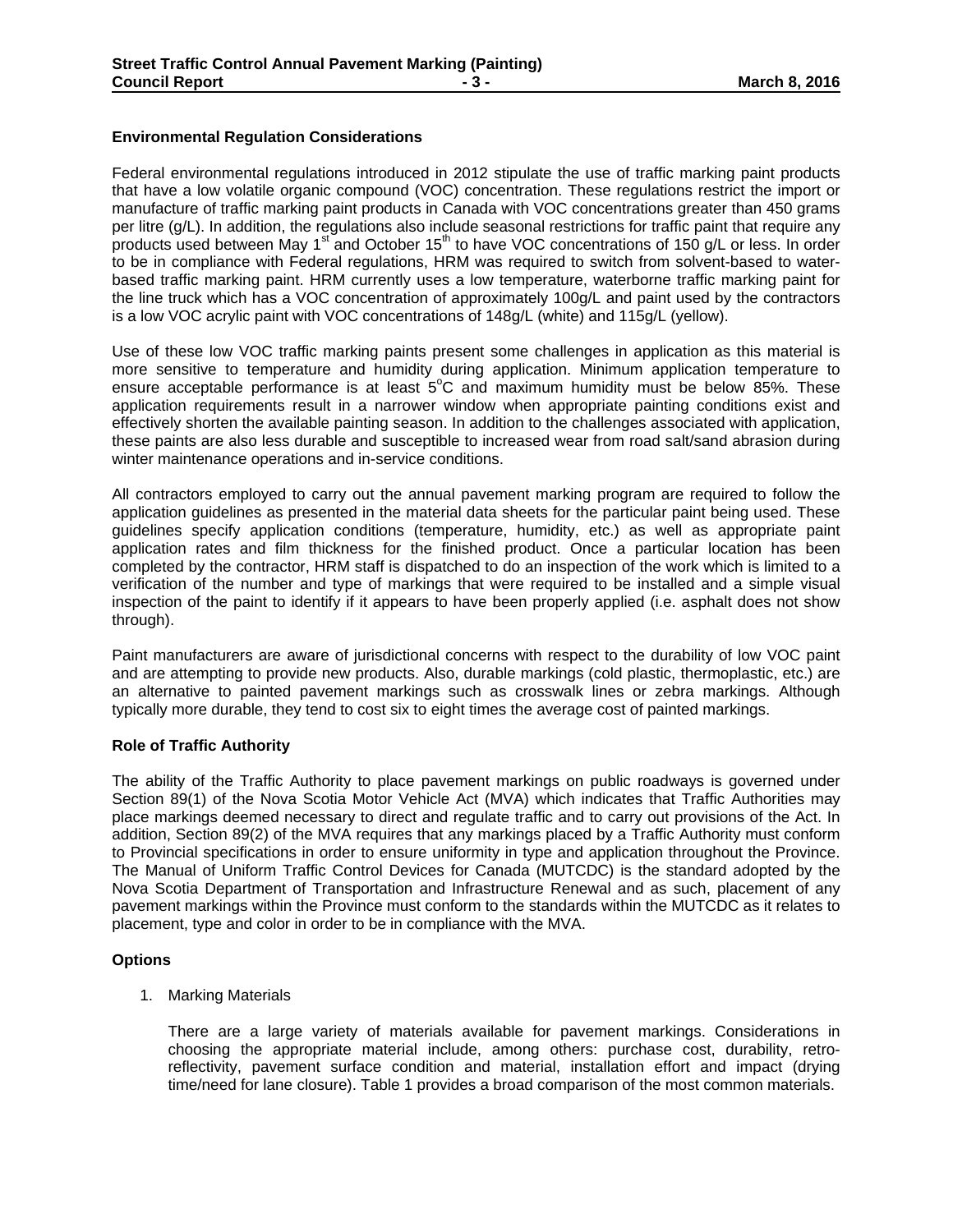### Environmental Regulation Considerations

Federal environmental regulations introduced in 2012 stipulate the use of traffic marking paint products that have a low volatile organic compound (VOC) concentration. These regulations restrict the import or manufacture of traffic marking paint products in Canada with VOC concentrations greater than 450 grams per litre (g/L). In addition, the regulations also include seasonal restrictions for traffic paint that require any products used between May 1st and October 15th to have VOC concentrations of 150 g/L or less. In order to be in compliance with Federal regulations, HRM was required to switch from solvent-based to water-based traffic marking paint. HRM currently uses a low temperature, waterborne traffic marking paint for the line truck which has a VOC concentration of approximately 100g/L and paint used by the contractors is a low VOC acrylic paint with VOC concentrations of 148g/L (white) and 115g/L (yellow).

Use of these low VOC traffic marking paints present some challenges in application as this material is more sensitive to temperature and humidity during application. Minimum application temperature to ensure acceptable performance is at least 5°C and maximum humidity must be below 85%. These application requirements result in a narrower window when appropriate painting conditions exist and effectively shorten the available painting season. In addition to the challenges associated with application, these paints are also less durable and susceptible to increased wear from road salt/sand abrasion during winter maintenance operations and in-service conditions.

All contractors employed to carry out the annual pavement marking program are required to follow the application guidelines as presented in the material data sheets for the particular paint being used. These guidelines specify application conditions (temperature, humidity, etc.) as well as appropriate paint application rates and film thickness for the finished product. Once a particular location has been completed by the contractor, HRM staff is dispatched to do an inspection of the work which is limited to a verification of the number and type of markings that were required to be installed and a simple visual inspection of the paint to identify if it appears to have been properly applied (i.e. asphalt does not show through).

Paint manufacturers are aware of jurisdictional concerns with respect to the durability of low VOC paint and are attempting to provide new products. Also, durable markings (cold plastic, thermoplastic, etc.) are an alternative to painted pavement markings such as crosswalk lines or zebra markings. Although typically more durable, they tend to cost six to eight times the average cost of painted markings.

### Role of Traffic Authority

The ability of the Traffic Authority to place pavement markings on public roadways is governed under Section 89(1) of the Nova Scotia Motor Vehicle Act (MVA) which indicates that Traffic Authorities may place markings deemed necessary to direct and regulate traffic and to carry out provisions of the Act. In addition, Section 89(2) of the MVA requires that any markings placed by a Traffic Authority must conform to Provincial specifications in order to ensure uniformity in type and application throughout the Province. The Manual of Uniform Traffic Control Devices for Canada (MUTCDC) is the standard adopted by the Nova Scotia Department of Transportation and Infrastructure Renewal and as such, placement of any pavement markings within the Province must conform to the standards within the MUTCDC as it relates to placement, type and color in order to be in compliance with the MVA.

### Options

1. Marking Materials

   There are a large variety of materials available for pavement markings. Considerations in choosing the appropriate material include, among others: purchase cost, durability, retro-reflectivity, pavement surface condition and material, installation effort and impact (drying time/need for lane closure). Table 1 provides a broad comparison of the most common materials.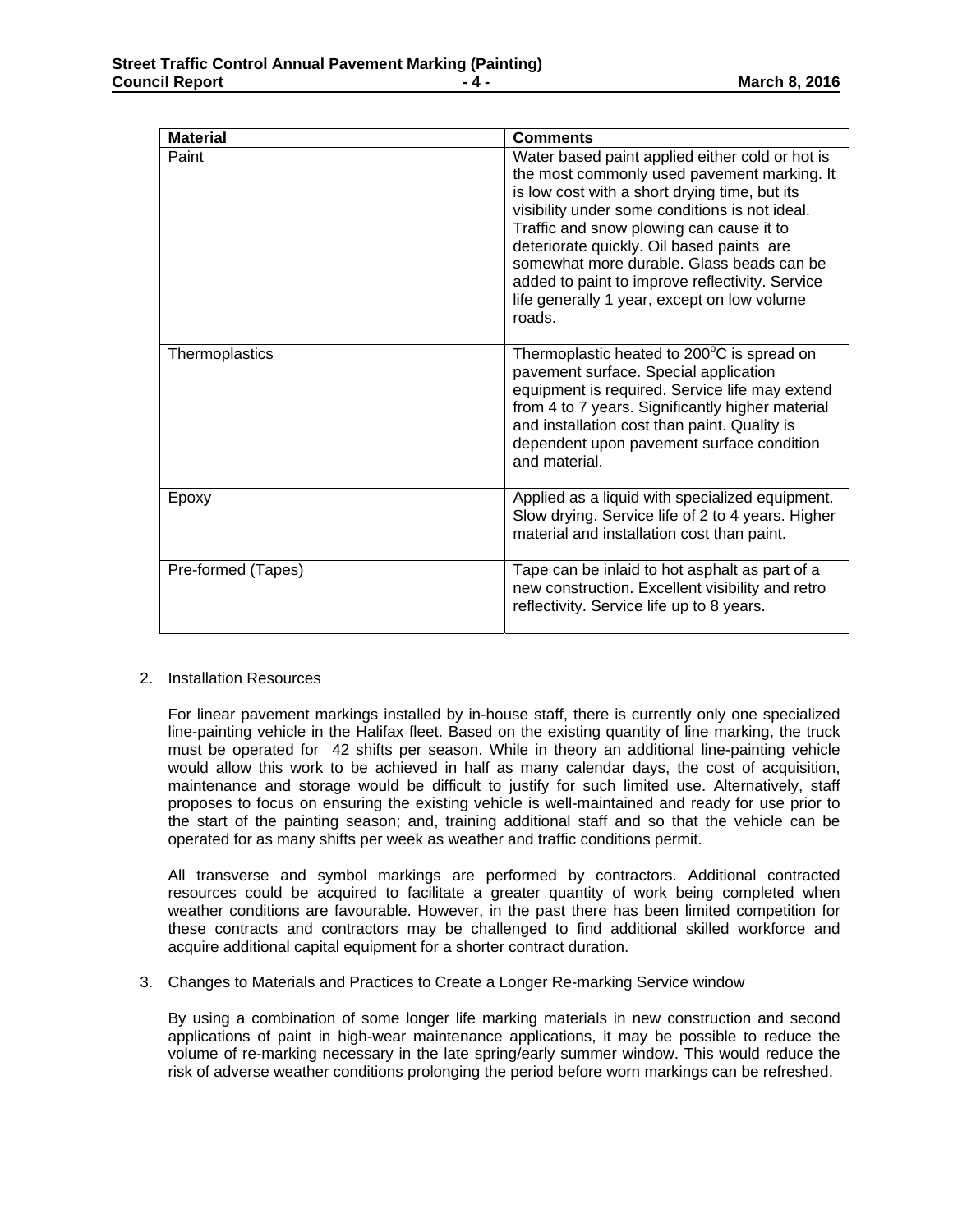| Material | Comments |
| --- | --- |
| Paint | Water based paint applied either cold or hot is the most commonly used pavement marking. It is low cost with a short drying time, but its visibility under some conditions is not ideal. Traffic and snow plowing can cause it to deteriorate quickly. Oil based paints are somewhat more durable. Glass beads can be added to paint to improve reflectivity. Service life generally 1 year, except on low volume roads. |
| Thermoplastics | Thermoplastic heated to 200°C is spread on pavement surface. Special application equipment is required. Service life may extend from 4 to 7 years. Significantly higher material and installation cost than paint. Quality is dependent upon pavement surface condition and material. |
| Epoxy | Applied as a liquid with specialized equipment. Slow drying. Service life of 2 to 4 years. Higher material and installation cost than paint. |
| Pre-formed (Tapes) | Tape can be inlaid to hot asphalt as part of a new construction. Excellent visibility and retro reflectivity. Service life up to 8 years. |

2. Installation Resources

   For linear pavement markings installed by in-house staff, there is currently only one specialized line-painting vehicle in the Halifax fleet. Based on the existing quantity of line marking, the truck must be operated for 42 shifts per season. While in theory an additional line-painting vehicle would allow this work to be achieved in half as many calendar days, the cost of acquisition, maintenance and storage would be difficult to justify for such limited use. Alternatively, staff proposes to focus on ensuring the existing vehicle is well-maintained and ready for use prior to the start of the painting season; and, training additional staff and so that the vehicle can be operated for as many shifts per week as weather and traffic conditions permit.

   All transverse and symbol markings are performed by contractors. Additional contracted resources could be acquired to facilitate a greater quantity of work being completed when weather conditions are favourable. However, in the past there has been limited competition for these contracts and contractors may be challenged to find additional skilled workforce and acquire additional capital equipment for a shorter contract duration.

3. Changes to Materials and Practices to Create a Longer Re-marking Service window

   By using a combination of some longer life marking materials in new construction and second applications of paint in high-wear maintenance applications, it may be possible to reduce the volume of re-marking necessary in the late spring/early summer window. This would reduce the risk of adverse weather conditions prolonging the period before worn markings can be refreshed.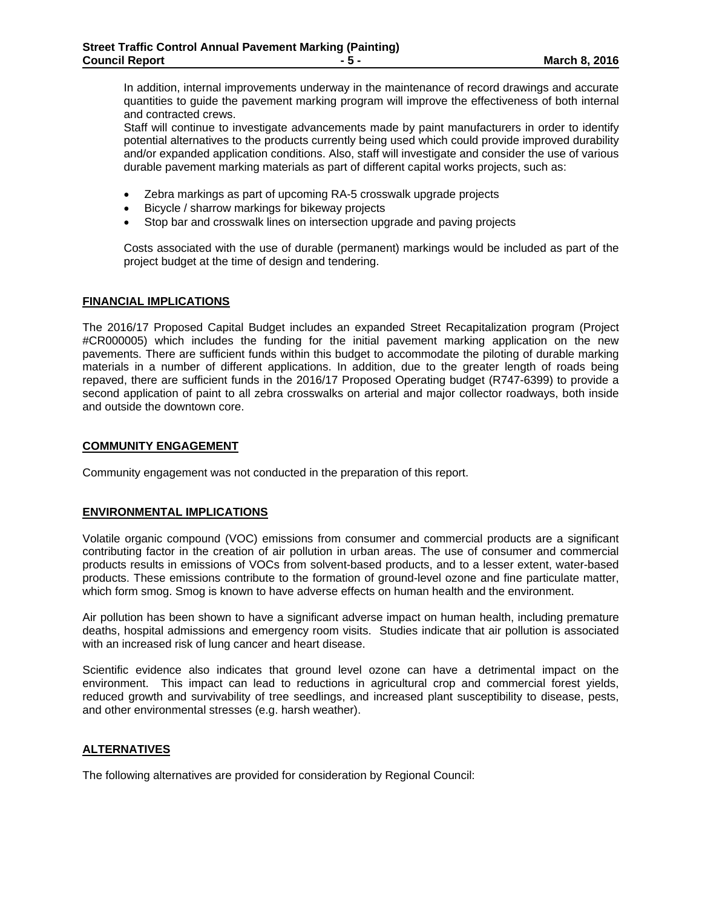In addition, internal improvements underway in the maintenance of record drawings and accurate quantities to guide the pavement marking program will improve the effectiveness of both internal and contracted crews.

Staff will continue to investigate advancements made by paint manufacturers in order to identify potential alternatives to the products currently being used which could provide improved durability and/or expanded application conditions. Also, staff will investigate and consider the use of various durable pavement marking materials as part of different capital works projects, such as:

- Zebra markings as part of upcoming RA-5 crosswalk upgrade projects
- Bicycle / sharrow markings for bikeway projects
- Stop bar and crosswalk lines on intersection upgrade and paving projects

Costs associated with the use of durable (permanent) markings would be included as part of the project budget at the time of design and tendering.

## FINANCIAL IMPLICATIONS

The 2016/17 Proposed Capital Budget includes an expanded Street Recapitalization program (Project #CR000005) which includes the funding for the initial pavement marking application on the new pavements. There are sufficient funds within this budget to accommodate the piloting of durable marking materials in a number of different applications. In addition, due to the greater length of roads being repaved, there are sufficient funds in the 2016/17 Proposed Operating budget (R747-6399) to provide a second application of paint to all zebra crosswalks on arterial and major collector roadways, both inside and outside the downtown core.

## COMMUNITY ENGAGEMENT

Community engagement was not conducted in the preparation of this report.

## ENVIRONMENTAL IMPLICATIONS

Volatile organic compound (VOC) emissions from consumer and commercial products are a significant contributing factor in the creation of air pollution in urban areas. The use of consumer and commercial products results in emissions of VOCs from solvent-based products, and to a lesser extent, water-based products. These emissions contribute to the formation of ground-level ozone and fine particulate matter, which form smog. Smog is known to have adverse effects on human health and the environment.

Air pollution has been shown to have a significant adverse impact on human health, including premature deaths, hospital admissions and emergency room visits. Studies indicate that air pollution is associated with an increased risk of lung cancer and heart disease.

Scientific evidence also indicates that ground level ozone can have a detrimental impact on the environment. This impact can lead to reductions in agricultural crop and commercial forest yields, reduced growth and survivability of tree seedlings, and increased plant susceptibility to disease, pests, and other environmental stresses (e.g. harsh weather).

## ALTERNATIVES

The following alternatives are provided for consideration by Regional Council: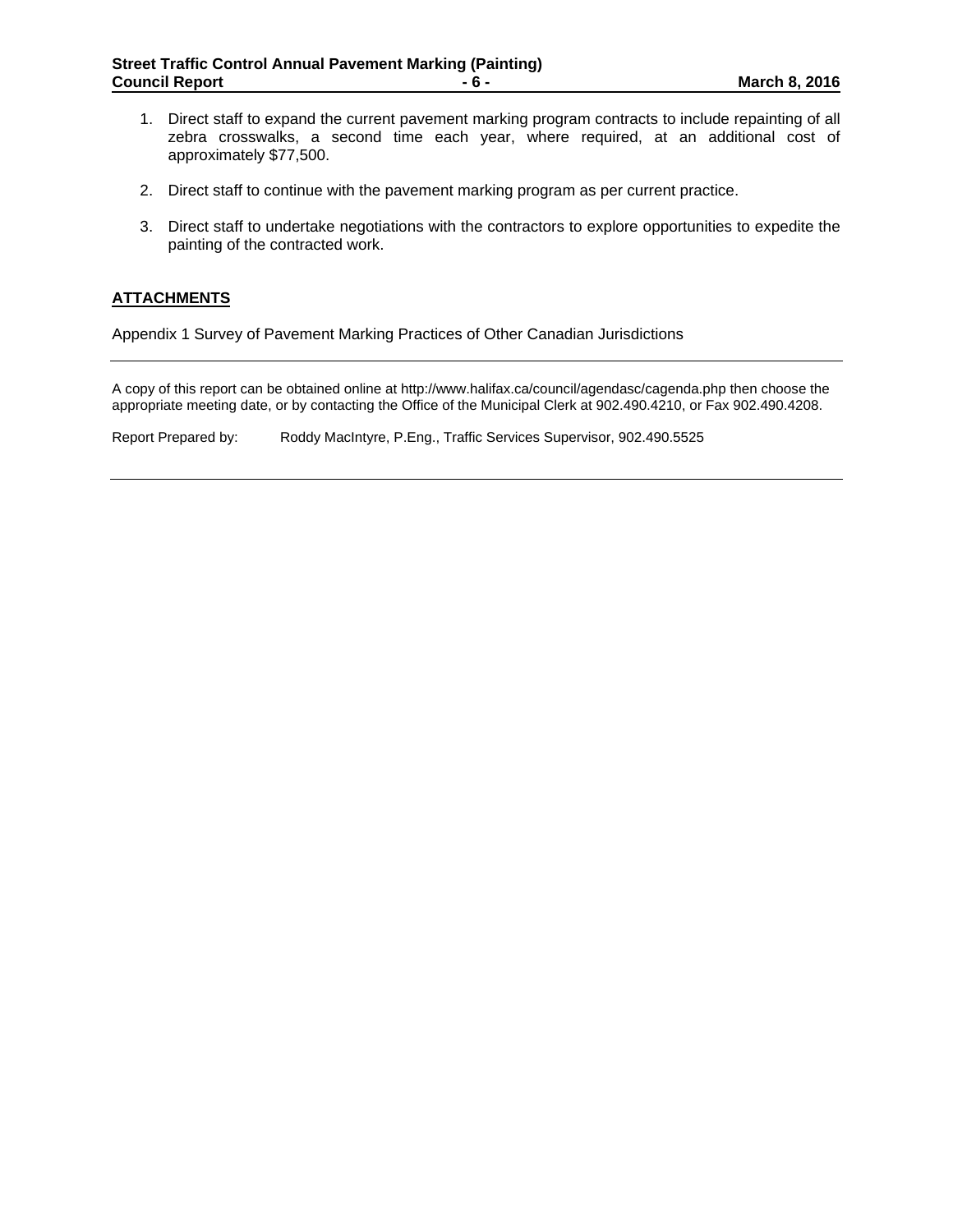1. Direct staff to expand the current pavement marking program contracts to include repainting of all zebra crosswalks, a second time each year, where required, at an additional cost of approximately $77,500.

2. Direct staff to continue with the pavement marking program as per current practice.

3. Direct staff to undertake negotiations with the contractors to explore opportunities to expedite the painting of the contracted work.

## ATTACHMENTS

Appendix 1 Survey of Pavement Marking Practices of Other Canadian Jurisdictions

---

A copy of this report can be obtained online at http://www.halifax.ca/council/agendasc/cagenda.php then choose the appropriate meeting date, or by contacting the Office of the Municipal Clerk at 902.490.4210, or Fax 902.490.4208.

Report Prepared by: Roddy MacIntyre, P.Eng., Traffic Services Supervisor, 902.490.5525

---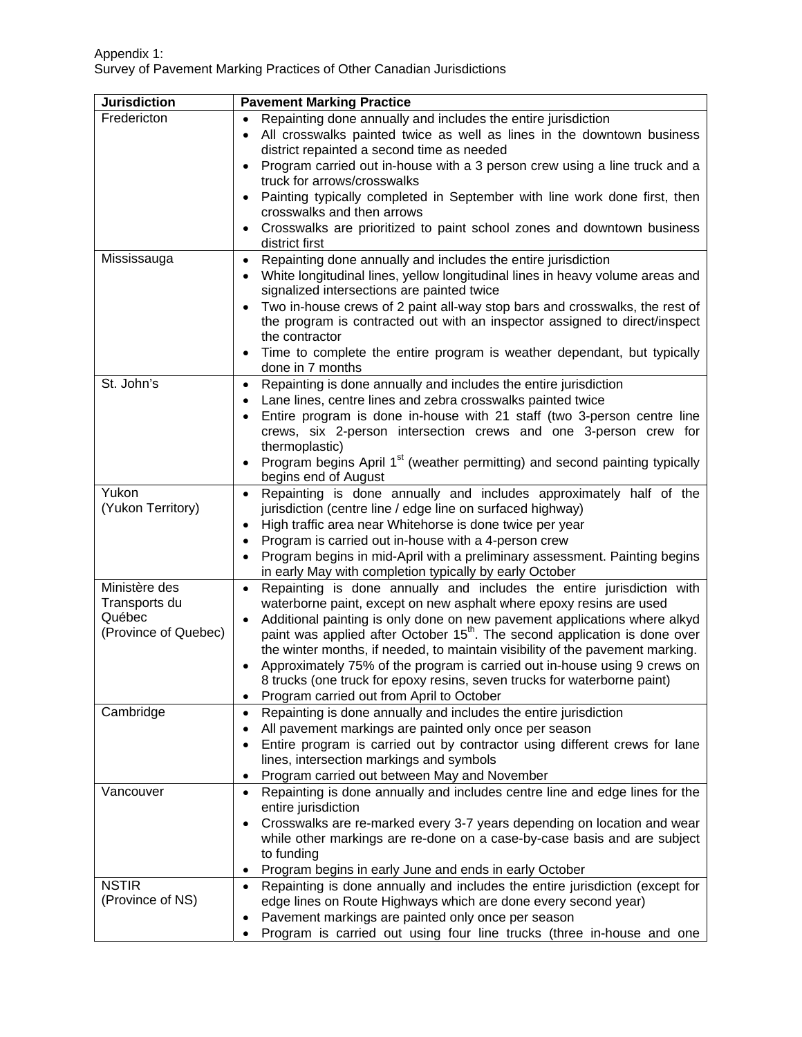Appendix 1:
Survey of Pavement Marking Practices of Other Canadian Jurisdictions

| Jurisdiction | Pavement Marking Practice |
|---|---|
| Fredericton | • Repainting done annually and includes the entire jurisdiction<br>• All crosswalks painted twice as well as lines in the downtown business district repainted a second time as needed<br>• Program carried out in-house with a 3 person crew using a line truck and a truck for arrows/crosswalks<br>• Painting typically completed in September with line work done first, then crosswalks and then arrows<br>• Crosswalks are prioritized to paint school zones and downtown business district first |
| Mississauga | • Repainting done annually and includes the entire jurisdiction<br>• White longitudinal lines, yellow longitudinal lines in heavy volume areas and signalized intersections are painted twice<br>• Two in-house crews of 2 paint all-way stop bars and crosswalks, the rest of the program is contracted out with an inspector assigned to direct/inspect the contractor<br>• Time to complete the entire program is weather dependant, but typically done in 7 months |
| St. John's | • Repainting is done annually and includes the entire jurisdiction<br>• Lane lines, centre lines and zebra crosswalks painted twice<br>• Entire program is done in-house with 21 staff (two 3-person centre line crews, six 2-person intersection crews and one 3-person crew for thermoplastic)<br>• Program begins April 1st (weather permitting) and second painting typically begins end of August |
| Yukon<br>(Yukon Territory) | • Repainting is done annually and includes approximately half of the jurisdiction (centre line / edge line on surfaced highway)<br>• High traffic area near Whitehorse is done twice per year<br>• Program is carried out in-house with a 4-person crew<br>• Program begins in mid-April with a preliminary assessment. Painting begins in early May with completion typically by early October |
| Ministère des Transports du Québec<br>(Province of Quebec) | • Repainting is done annually and includes the entire jurisdiction with waterborne paint, except on new asphalt where epoxy resins are used<br>• Additional painting is only done on new pavement applications where alkyd paint was applied after October 15th. The second application is done over the winter months, if needed, to maintain visibility of the pavement marking.<br>• Approximately 75% of the program is carried out in-house using 9 crews on 8 trucks (one truck for epoxy resins, seven trucks for waterborne paint)<br>• Program carried out from April to October |
| Cambridge | • Repainting is done annually and includes the entire jurisdiction<br>• All pavement markings are painted only once per season<br>• Entire program is carried out by contractor using different crews for lane lines, intersection markings and symbols<br>• Program carried out between May and November |
| Vancouver | • Repainting is done annually and includes centre line and edge lines for the entire jurisdiction<br>• Crosswalks are re-marked every 3-7 years depending on location and wear while other markings are re-done on a case-by-case basis and are subject to funding<br>• Program begins in early June and ends in early October |
| NSTIR<br>(Province of NS) | • Repainting is done annually and includes the entire jurisdiction (except for edge lines on Route Highways which are done every second year)<br>• Pavement markings are painted only once per season<br>• Program is carried out using four line trucks (three in-house and one |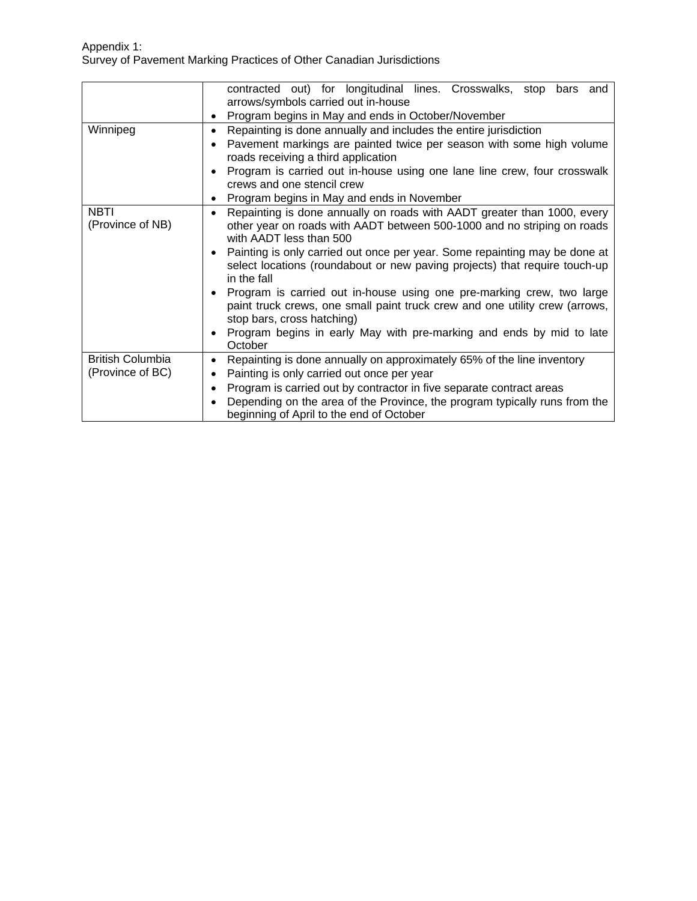Appendix 1:
Survey of Pavement Marking Practices of Other Canadian Jurisdictions

| | |
|---|---|
| | contracted out) for longitudinal lines. Crosswalks, stop bars and arrows/symbols carried out in-house<br>• Program begins in May and ends in October/November |
| Winnipeg | • Repainting is done annually and includes the entire jurisdiction<br>• Pavement markings are painted twice per season with some high volume roads receiving a third application<br>• Program is carried out in-house using one lane line crew, four crosswalk crews and one stencil crew<br>• Program begins in May and ends in November |
| NBTI<br>(Province of NB) | • Repainting is done annually on roads with AADT greater than 1000, every other year on roads with AADT between 500-1000 and no striping on roads with AADT less than 500<br>• Painting is only carried out once per year. Some repainting may be done at select locations (roundabout or new paving projects) that require touch-up in the fall<br>• Program is carried out in-house using one pre-marking crew, two large paint truck crews, one small paint truck crew and one utility crew (arrows, stop bars, cross hatching)<br>• Program begins in early May with pre-marking and ends by mid to late October |
| British Columbia<br>(Province of BC) | • Repainting is done annually on approximately 65% of the line inventory<br>• Painting is only carried out once per year<br>• Program is carried out by contractor in five separate contract areas<br>• Depending on the area of the Province, the program typically runs from the beginning of April to the end of October |